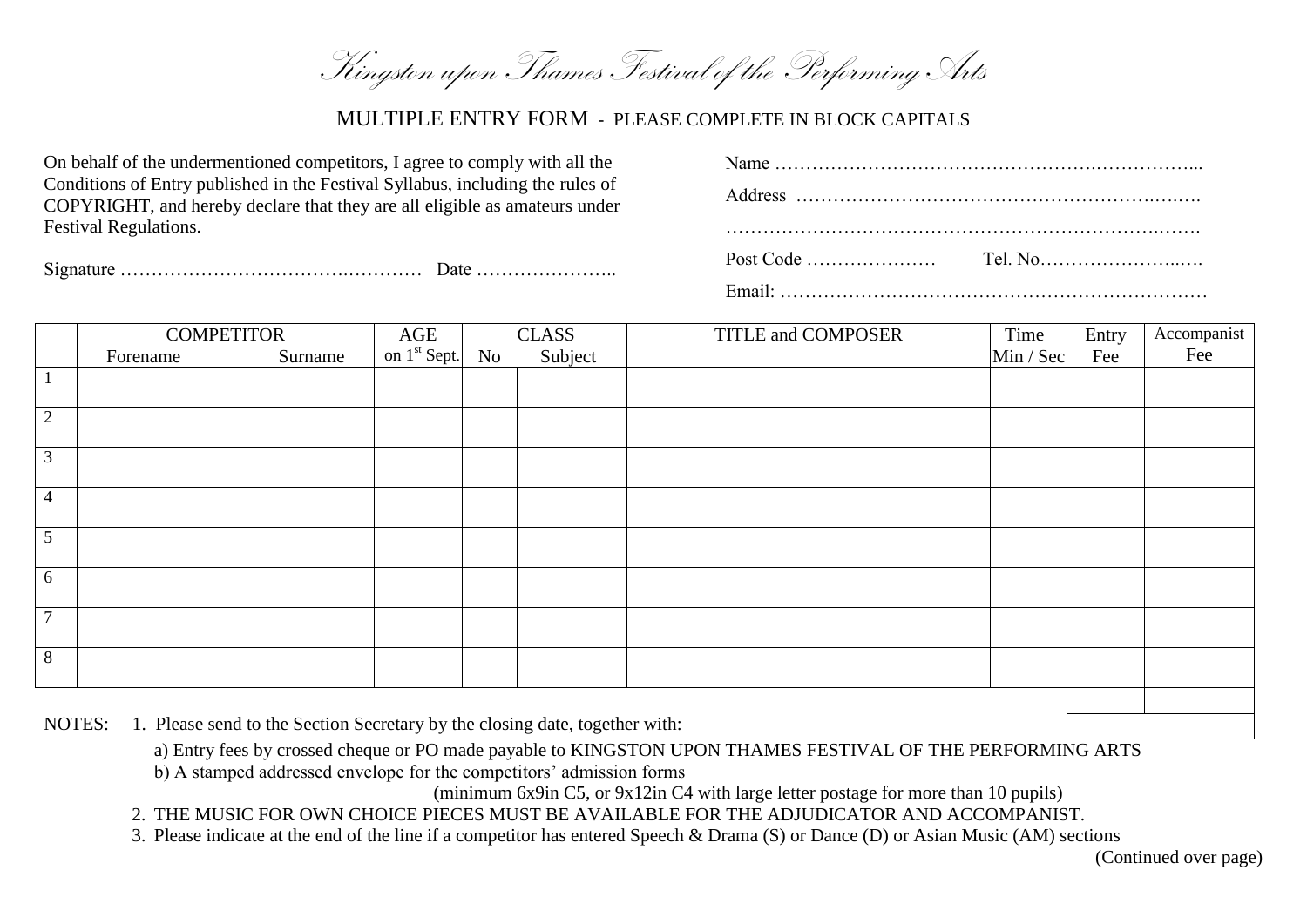# *Kingston upon Thames Festival of the Performing Arts*

MULTIPLE ENTRY FORM - PLEASE COMPLETE IN BLOCK CAPITALS

On behalf of the undermentioned competitors, I agree to comply with all the Conditions of Entry published in the Festival Syllabus, including the rules of COPYRIGHT, and hereby declare that they are all eligible as amateurs under Festival Regulations.

Signature ……………………………….………… Date …………………..

Name ……………………………………………….……………...

Address ……………………………………………………….….….

…………………………………………………………………….…….

Post Code ………………… Tel. No…………………..….

Email: ……………………………………………………………

| | COMPETITOR | | AGE | CLASS | | TITLE and COMPOSER | Time | Entry | Accompanist |
|---|---|---|---|---|---|---|---|---|---|
| | Forename | Surname | on 1st Sept. | No | Subject | | Min / Sec | Fee | Fee |
| 1 | | | | | | | | | |
| 2 | | | | | | | | | |
| 3 | | | | | | | | | |
| 4 | | | | | | | | | |
| 5 | | | | | | | | | |
| 6 | | | | | | | | | |
| 7 | | | | | | | | | |
| 8 | | | | | | | | | |
| | | | | | | | | | |
| | | | | | | | | | |

NOTES:

1. Please send to the Section Secretary by the closing date, together with:
   a) Entry fees by crossed cheque or PO made payable to KINGSTON UPON THAMES FESTIVAL OF THE PERFORMING ARTS
   b) A stamped addressed envelope for the competitors' admission forms
   (minimum 6x9in C5, or 9x12in C4 with large letter postage for more than 10 pupils)
2. THE MUSIC FOR OWN CHOICE PIECES MUST BE AVAILABLE FOR THE ADJUDICATOR AND ACCOMPANIST.
3. Please indicate at the end of the line if a competitor has entered Speech & Drama (S) or Dance (D) or Asian Music (AM) sections

(Continued over page)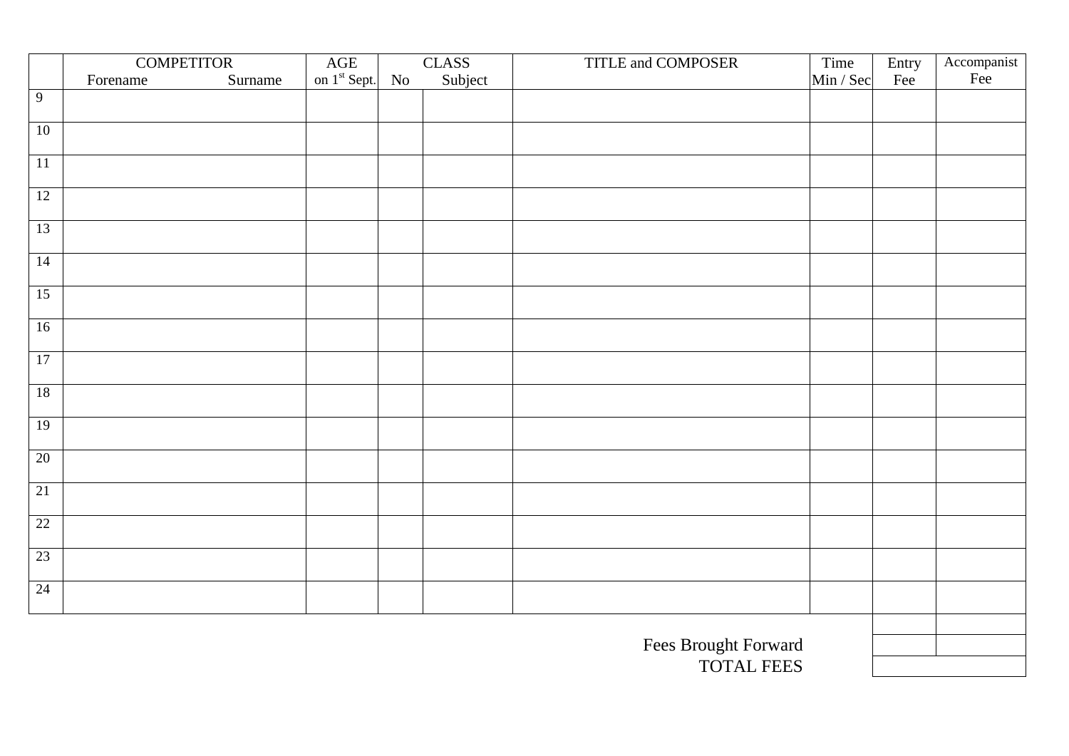| | COMPETITOR Forename | Surname | AGE on 1st Sept. | CLASS No | Subject | TITLE and COMPOSER | Time Min / Sec | Entry Fee | Accompanist Fee |
|---|---|---|---|---|---|---|---|---|---|
| 9 | | | | | | | | | |
| 10 | | | | | | | | | |
| 11 | | | | | | | | | |
| 12 | | | | | | | | | |
| 13 | | | | | | | | | |
| 14 | | | | | | | | | |
| 15 | | | | | | | | | |
| 16 | | | | | | | | | |
| 17 | | | | | | | | | |
| 18 | | | | | | | | | |
| 19 | | | | | | | | | |
| 20 | | | | | | | | | |
| 21 | | | | | | | | | |
| 22 | | | | | | | | | |
| 23 | | | | | | | | | |
| 24 | | | | | | | | | |
| | | | | | | | | | |
| | | | | | | Fees Brought Forward | | | |
| | | | | | | TOTAL FEES | | | |